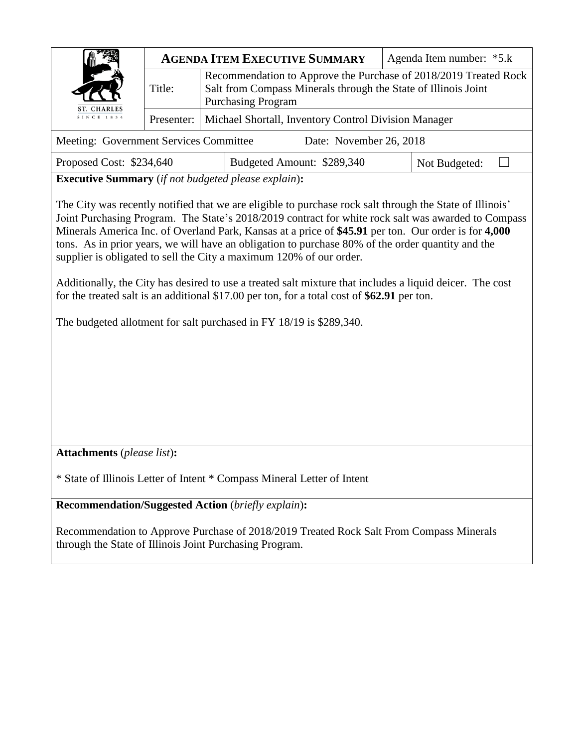| ST. CHARLES SINCE 1834 | **AGENDA ITEM EXECUTIVE SUMMARY** | | Agenda Item number: *5.k |
|---|---|---|---|
| | Title: | Recommendation to Approve the Purchase of 2018/2019 Treated Rock Salt from Compass Minerals through the State of Illinois Joint Purchasing Program | |
| | Presenter: | Michael Shortall, Inventory Control Division Manager | |

| Meeting: Government Services Committee | Date: November 26, 2018 | |
|---|---|---|
| Proposed Cost: $234,640 | Budgeted Amount: $289,340 | Not Budgeted: ☐ |

**Executive Summary** (*if not budgeted please explain*)**:**

The City was recently notified that we are eligible to purchase rock salt through the State of Illinois' Joint Purchasing Program. The State's 2018/2019 contract for white rock salt was awarded to Compass Minerals America Inc. of Overland Park, Kansas at a price of **$45.91** per ton. Our order is for **4,000** tons. As in prior years, we will have an obligation to purchase 80% of the order quantity and the supplier is obligated to sell the City a maximum 120% of our order.

Additionally, the City has desired to use a treated salt mixture that includes a liquid deicer. The cost for the treated salt is an additional $17.00 per ton, for a total cost of **$62.91** per ton.

The budgeted allotment for salt purchased in FY 18/19 is $289,340.

**Attachments** (*please list*)**:**

* State of Illinois Letter of Intent * Compass Mineral Letter of Intent

**Recommendation/Suggested Action** (*briefly explain*)**:**

Recommendation to Approve Purchase of 2018/2019 Treated Rock Salt From Compass Minerals through the State of Illinois Joint Purchasing Program.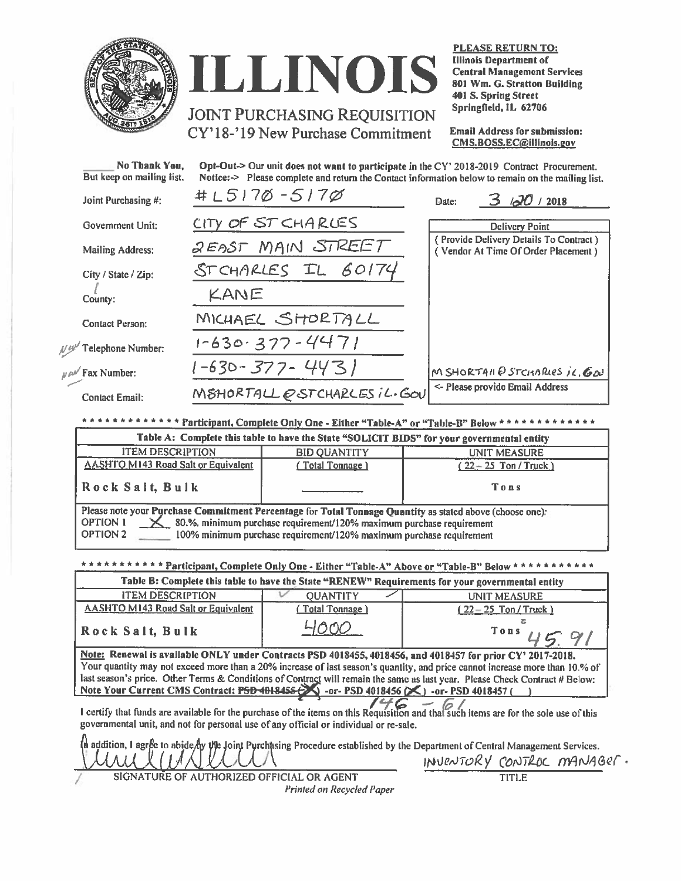# ILLINOIS

## JOINT PURCHASING REQUISITION
CY'18-'19 New Purchase Commitment

**PLEASE RETURN TO:**
**Illinois Department of Central Management Services**
**801 Wm. G. Stratton Building**
**401 S. Spring Street**
**Springfield, IL 62706**

**Email Address for submission:**
**CMS.BOSS.EC@illinois.gov**

______ **No Thank You, But keep on mailing list.** Opt-Out-> Our unit does not want to participate in the CY' 2018-2019 Contract Procurement. Notice:-> Please complete and return the Contact information below to remain on the mailing list.

Joint Purchasing #: #L5170-5170

Date: 3/20/2018

Government Unit: CITY OF ST CHARLES

Mailing Address: 2 EAST MAIN STREET

City / State / Zip: ST CHARLES IL 60174

County: KANE

Contact Person: MICHAEL SHORTALL

New Telephone Number: 1-630-377-4471

New Fax Number: 1-630-377-4431

Contact Email: MSHORTALL@STCHARLESIL.GOV

**Delivery Point**
(Provide Delivery Details To Contract)
(Vendor At Time Of Order Placement)

MSHORTALL@STCHARLESIL.GOV
<- Please provide Email Address

\* \* \* \* \* \* \* \* \* \* \* \* \* **Participant, Complete Only One - Either "Table-A" or "Table-B" Below** \* \* \* \* \* \* \* \* \* \* \* \* \*

**Table A: Complete this table to have the State "SOLICIT BIDS" for your governmental entity**

| ITEM DESCRIPTION | BID QUANTITY | UNIT MEASURE |
|---|---|---|
| AASHTO M143 Road Salt or Equivalent | (Total Tonnage) | (22 – 25 Ton / Truck) |
| **Rock Salt, Bulk** | ______ | Tons |

Please note your Purchase Commitment Percentage for Total Tonnage Quantity as stated above (choose one):
OPTION 1 __X__ 80.%. minimum purchase requirement/120% maximum purchase requirement
OPTION 2 ______ 100% minimum purchase requirement/120% maximum purchase requirement

\* \* \* \* \* \* \* \* \* \* \* **Participant, Complete Only One - Either "Table-A" Above or "Table-B" Below** \* \* \* \* \* \* \* \* \* \* \*

**Table B: Complete this table to have the State "RENEW" Requirements for your governmental entity**

| ITEM DESCRIPTION | QUANTITY | UNIT MEASURE |
|---|---|---|
| AASHTO M143 Road Salt or Equivalent | (Total Tonnage) | (22 – 25 Ton / Truck) |
| **Rock Salt, Bulk** | 4000 | Tons 45.91 |

**Note: Renewal is available ONLY under Contracts PSD 4018455, 4018456, and 4018457 for prior CY' 2017-2018.** Your quantity may not exceed more than a 20% increase of last season's quantity, and price cannot increase more than 10.% of last season's price. Other Terms & Conditions of Contract will remain the same as last year. Please Check Contract # Below:
Note Your Current CMS Contract: ~~PSD 4018455~~ (X) -or- PSD 4018456 (X) -or- PSD 4018457 ( )

146 – 61

I certify that funds are available for the purchase of the items on this Requisition and that such items are for the sole use of this governmental unit, and not for personal use of any official or individual or re-sale.

In addition, I agree to abide by the Joint Purchasing Procedure established by the Department of Central Management Services.

SIGNATURE OF AUTHORIZED OFFICIAL OR AGENT

INVENTORY CONTROL MANAGER.
TITLE

*Printed on Recycled Paper*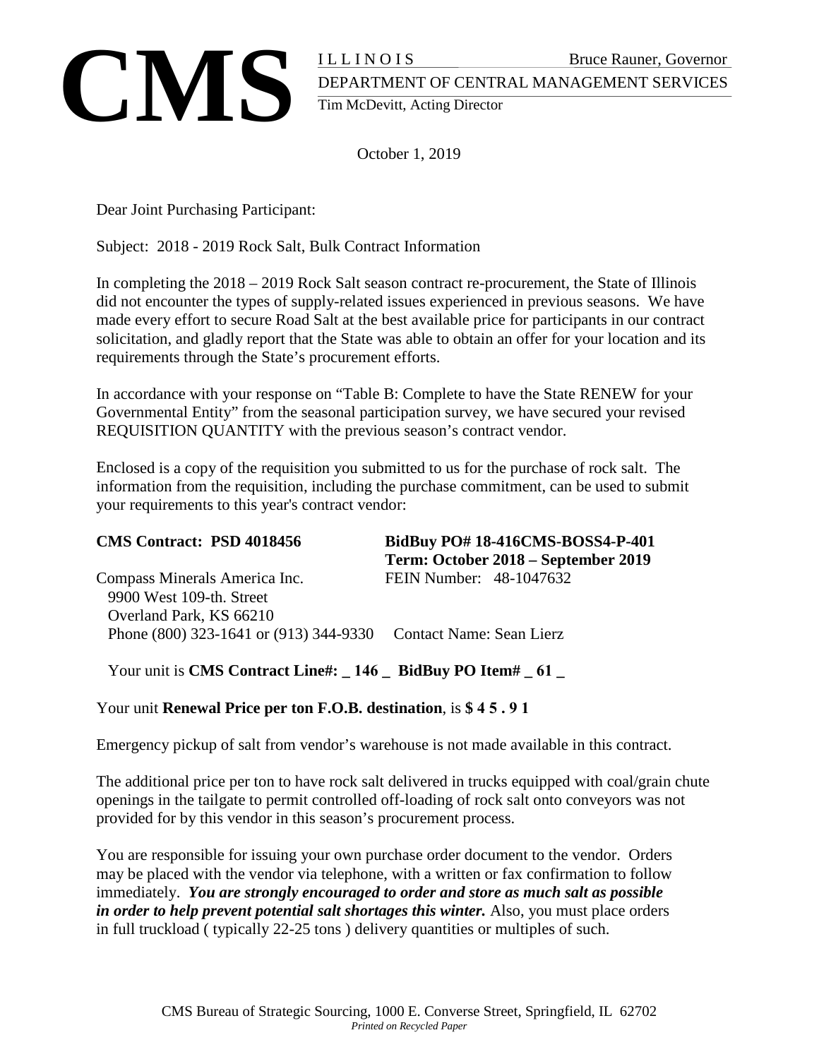# CMS

ILLINOIS Bruce Rauner, Governor

DEPARTMENT OF CENTRAL MANAGEMENT SERVICES

Tim McDevitt, Acting Director

October 1, 2019

Dear Joint Purchasing Participant:

Subject: 2018 - 2019 Rock Salt, Bulk Contract Information

In completing the 2018 – 2019 Rock Salt season contract re-procurement, the State of Illinois did not encounter the types of supply-related issues experienced in previous seasons. We have made every effort to secure Road Salt at the best available price for participants in our contract solicitation, and gladly report that the State was able to obtain an offer for your location and its requirements through the State's procurement efforts.

In accordance with your response on "Table B: Complete to have the State RENEW for your Governmental Entity" from the seasonal participation survey, we have secured your revised REQUISITION QUANTITY with the previous season's contract vendor.

Enclosed is a copy of the requisition you submitted to us for the purchase of rock salt. The information from the requisition, including the purchase commitment, can be used to submit your requirements to this year's contract vendor:

**CMS Contract: PSD 4018456**

**BidBuy PO# 18-416CMS-BOSS4-P-401**
**Term: October 2018 – September 2019**

Compass Minerals America Inc.
9900 West 109-th. Street
Overland Park, KS 66210
Phone (800) 323-1641 or (913) 344-9330

FEIN Number: 48-1047632
Contact Name: Sean Lierz

Your unit is **CMS Contract Line#: _ 146 _ BidBuy PO Item# _ 61 _**

Your unit **Renewal Price per ton F.O.B. destination**, is **$ 4 5 . 9 1**

Emergency pickup of salt from vendor's warehouse is not made available in this contract.

The additional price per ton to have rock salt delivered in trucks equipped with coal/grain chute openings in the tailgate to permit controlled off-loading of rock salt onto conveyors was not provided for by this vendor in this season's procurement process.

You are responsible for issuing your own purchase order document to the vendor. Orders may be placed with the vendor via telephone, with a written or fax confirmation to follow immediately. ***You are strongly encouraged to order and store as much salt as possible in order to help prevent potential salt shortages this winter.*** Also, you must place orders in full truckload ( typically 22-25 tons ) delivery quantities or multiples of such.

CMS Bureau of Strategic Sourcing, 1000 E. Converse Street, Springfield, IL 62702
*Printed on Recycled Paper*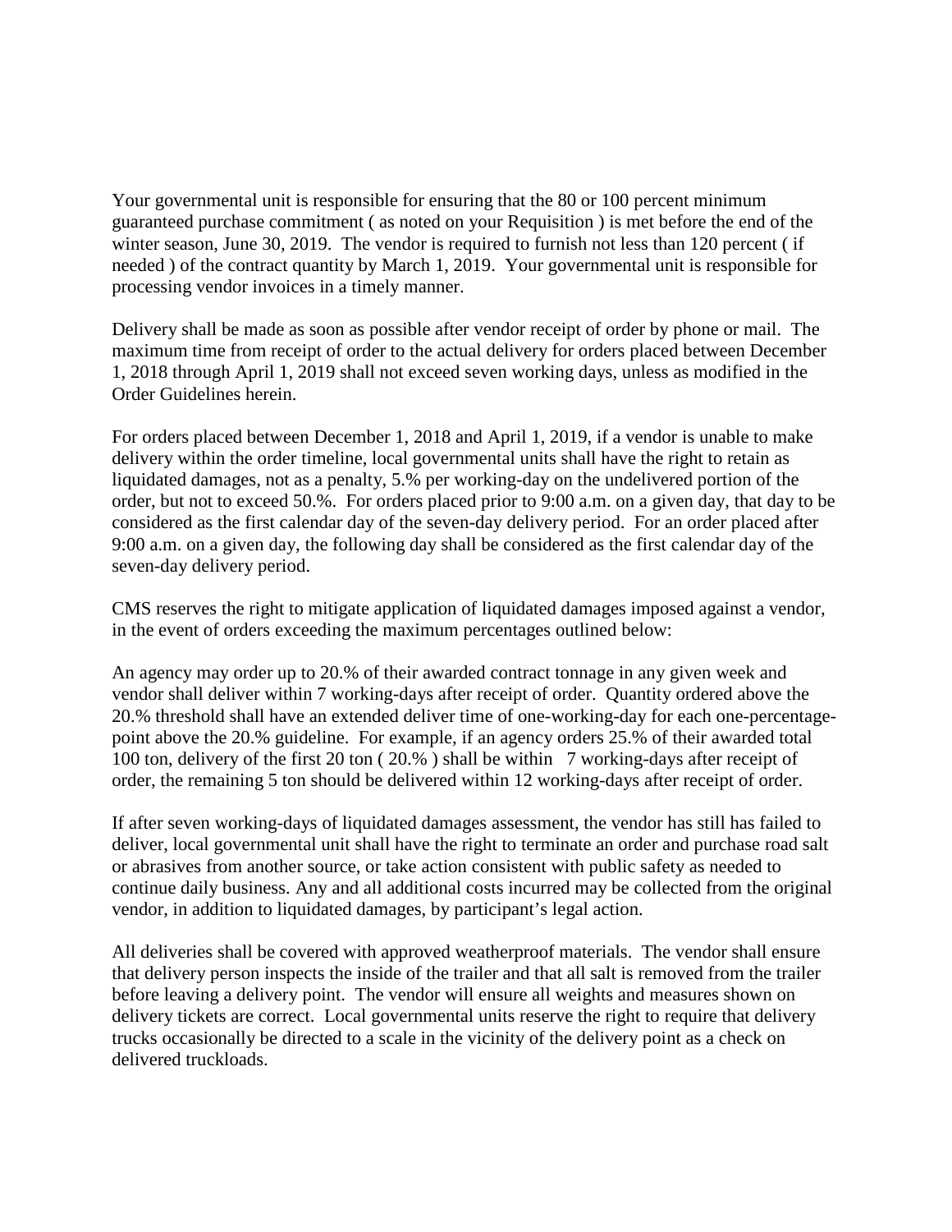Your governmental unit is responsible for ensuring that the 80 or 100 percent minimum guaranteed purchase commitment ( as noted on your Requisition ) is met before the end of the winter season, June 30, 2019. The vendor is required to furnish not less than 120 percent ( if needed ) of the contract quantity by March 1, 2019. Your governmental unit is responsible for processing vendor invoices in a timely manner.

Delivery shall be made as soon as possible after vendor receipt of order by phone or mail. The maximum time from receipt of order to the actual delivery for orders placed between December 1, 2018 through April 1, 2019 shall not exceed seven working days, unless as modified in the Order Guidelines herein.

For orders placed between December 1, 2018 and April 1, 2019, if a vendor is unable to make delivery within the order timeline, local governmental units shall have the right to retain as liquidated damages, not as a penalty, 5.% per working-day on the undelivered portion of the order, but not to exceed 50.%. For orders placed prior to 9:00 a.m. on a given day, that day to be considered as the first calendar day of the seven-day delivery period. For an order placed after 9:00 a.m. on a given day, the following day shall be considered as the first calendar day of the seven-day delivery period.

CMS reserves the right to mitigate application of liquidated damages imposed against a vendor, in the event of orders exceeding the maximum percentages outlined below:

An agency may order up to 20.% of their awarded contract tonnage in any given week and vendor shall deliver within 7 working-days after receipt of order. Quantity ordered above the 20.% threshold shall have an extended deliver time of one-working-day for each one-percentage-point above the 20.% guideline. For example, if an agency orders 25.% of their awarded total 100 ton, delivery of the first 20 ton ( 20.% ) shall be within 7 working-days after receipt of order, the remaining 5 ton should be delivered within 12 working-days after receipt of order.

If after seven working-days of liquidated damages assessment, the vendor has still has failed to deliver, local governmental unit shall have the right to terminate an order and purchase road salt or abrasives from another source, or take action consistent with public safety as needed to continue daily business. Any and all additional costs incurred may be collected from the original vendor, in addition to liquidated damages, by participant's legal action.

All deliveries shall be covered with approved weatherproof materials. The vendor shall ensure that delivery person inspects the inside of the trailer and that all salt is removed from the trailer before leaving a delivery point. The vendor will ensure all weights and measures shown on delivery tickets are correct. Local governmental units reserve the right to require that delivery trucks occasionally be directed to a scale in the vicinity of the delivery point as a check on delivered truckloads.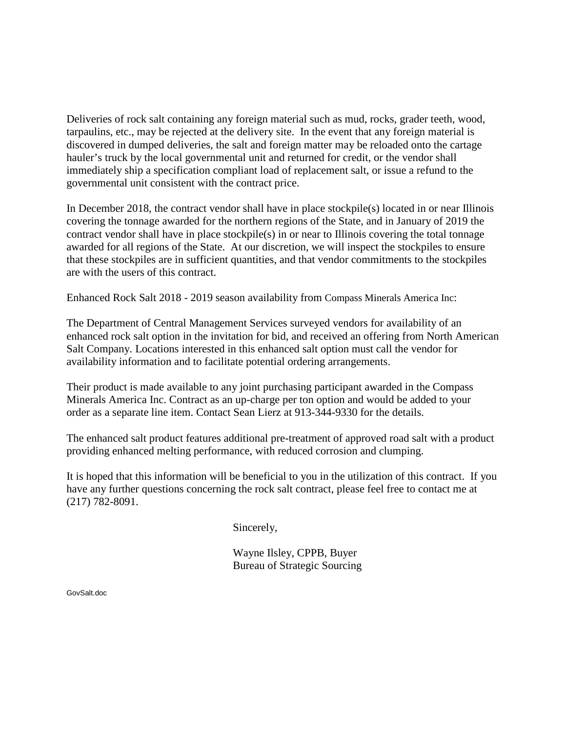Deliveries of rock salt containing any foreign material such as mud, rocks, grader teeth, wood, tarpaulins, etc., may be rejected at the delivery site. In the event that any foreign material is discovered in dumped deliveries, the salt and foreign matter may be reloaded onto the cartage hauler's truck by the local governmental unit and returned for credit, or the vendor shall immediately ship a specification compliant load of replacement salt, or issue a refund to the governmental unit consistent with the contract price.

In December 2018, the contract vendor shall have in place stockpile(s) located in or near Illinois covering the tonnage awarded for the northern regions of the State, and in January of 2019 the contract vendor shall have in place stockpile(s) in or near to Illinois covering the total tonnage awarded for all regions of the State. At our discretion, we will inspect the stockpiles to ensure that these stockpiles are in sufficient quantities, and that vendor commitments to the stockpiles are with the users of this contract.

Enhanced Rock Salt 2018 - 2019 season availability from Compass Minerals America Inc:

The Department of Central Management Services surveyed vendors for availability of an enhanced rock salt option in the invitation for bid, and received an offering from North American Salt Company. Locations interested in this enhanced salt option must call the vendor for availability information and to facilitate potential ordering arrangements.

Their product is made available to any joint purchasing participant awarded in the Compass Minerals America Inc. Contract as an up-charge per ton option and would be added to your order as a separate line item. Contact Sean Lierz at 913-344-9330 for the details.

The enhanced salt product features additional pre-treatment of approved road salt with a product providing enhanced melting performance, with reduced corrosion and clumping.

It is hoped that this information will be beneficial to you in the utilization of this contract. If you have any further questions concerning the rock salt contract, please feel free to contact me at (217) 782-8091.

Sincerely,

Wayne Ilsley, CPPB, Buyer
Bureau of Strategic Sourcing

GovSalt.doc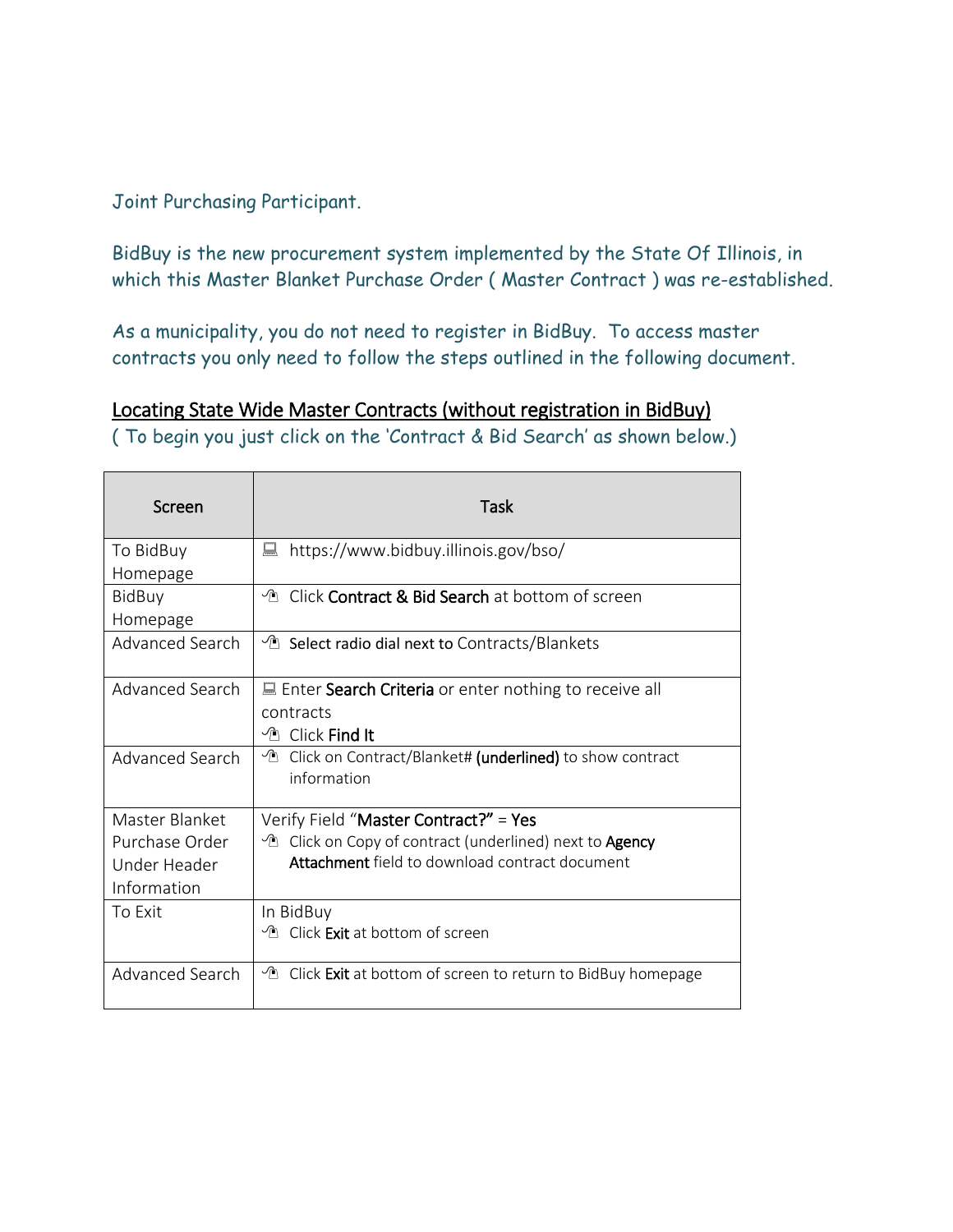Joint Purchasing Participant.

BidBuy is the new procurement system implemented by the State Of Illinois, in which this Master Blanket Purchase Order ( Master Contract ) was re-established.

As a municipality, you do not need to register in BidBuy. To access master contracts you only need to follow the steps outlined in the following document.

<u>Locating State Wide Master Contracts (without registration in BidBuy)</u>

( To begin you just click on the 'Contract & Bid Search' as shown below.)

| Screen | Task |
|---|---|
| To BidBuy Homepage | https://www.bidbuy.illinois.gov/bso/ |
| BidBuy Homepage | Click **Contract & Bid Search** at bottom of screen |
| Advanced Search | Select radio dial next to Contracts/Blankets |
| Advanced Search | Enter **Search Criteria** or enter nothing to receive all contracts<br>Click **Find It** |
| Advanced Search | Click on Contract/Blanket# **(underlined)** to show contract information |
| Master Blanket Purchase Order Under Header Information | Verify Field "**Master Contract?"** = **Yes**<br>Click on Copy of contract (underlined) next to **Agency Attachment** field to download contract document |
| To Exit | In BidBuy<br>Click **Exit** at bottom of screen |
| Advanced Search | Click **Exit** at bottom of screen to return to BidBuy homepage |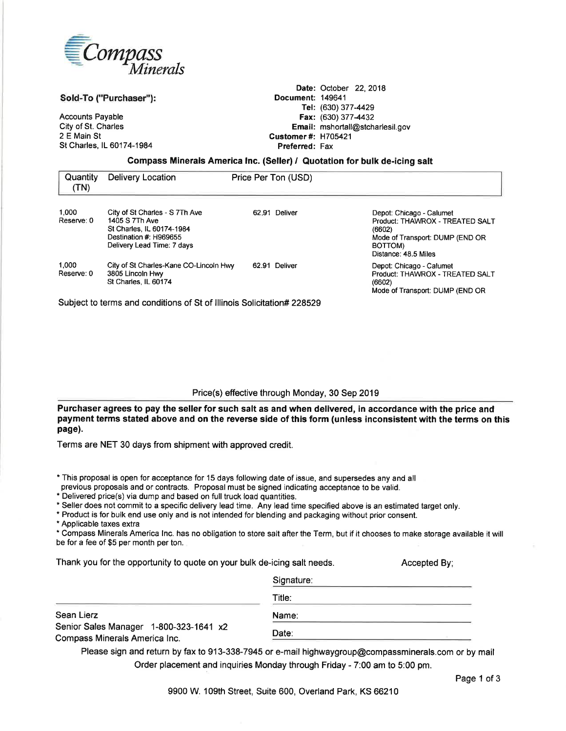Compass Minerals

**Sold-To ("Purchaser"):**

Accounts Payable
City of St. Charles
2 E Main St
St Charles, IL 60174-1984

**Date:** October 22, 2018
**Document:** 149641
**Tel:** (630) 377-4429
**Fax:** (630) 377-4432
**Email:** mshortall@stcharlesil.gov
**Customer #:** H705421
**Preferred:** Fax

## Compass Minerals America Inc. (Seller) / Quotation for bulk de-icing salt

| Quantity (TN) | Delivery Location | Price Per Ton (USD) | |
|---|---|---|---|
| 1,000<br>Reserve: 0 | City of St Charles - S 7Th Ave<br>1405 S 7Th Ave<br>St Charles, IL 60174-1984<br>Destination #: H969655<br>Delivery Lead Time: 7 days | 62.91 Deliver | Depot: Chicago - Calumet<br>Product: THAWROX - TREATED SALT (6602)<br>Mode of Transport: DUMP (END OR BOTTOM)<br>Distance: 48.5 Miles |
| 1,000<br>Reserve: 0 | City of St Charles-Kane CO-Lincoln Hwy<br>3805 Lincoln Hwy<br>St Charles, IL 60174 | 62.91 Deliver | Depot: Chicago - Calumet<br>Product: THAWROX - TREATED SALT (6602)<br>Mode of Transport: DUMP (END OR |

Subject to terms and conditions of St of Illinois Solicitation# 228529

Price(s) effective through Monday, 30 Sep 2019

**Purchaser agrees to pay the seller for such salt as and when delivered, in accordance with the price and payment terms stated above and on the reverse side of this form (unless inconsistent with the terms on this page).**

Terms are NET 30 days from shipment with approved credit.

* This proposal is open for acceptance for 15 days following date of issue, and supersedes any and all previous proposals and or contracts. Proposal must be signed indicating acceptance to be valid.
* Delivered price(s) via dump and based on full truck load quantities.
* Seller does not commit to a specific delivery lead time. Any lead time specified above is an estimated target only.
* Product is for bulk end use only and is not intended for blending and packaging without prior consent.
* Applicable taxes extra
* Compass Minerals America Inc. has no obligation to store salt after the Term, but if it chooses to make storage available it will be for a fee of $5 per month per ton.

Thank you for the opportunity to quote on your bulk de-icing salt needs.

Accepted By;

Signature: ______________________

Title: ______________________

Name: ______________________

Date: ______________________

______________________
Sean Lierz
Senior Sales Manager 1-800-323-1641 x2
Compass Minerals America Inc.

Please sign and return by fax to 913-338-7945 or e-mail highwaygroup@compassminerals.com or by mail
Order placement and inquiries Monday through Friday - 7:00 am to 5:00 pm.

9900 W. 109th Street, Suite 600, Overland Park, KS 66210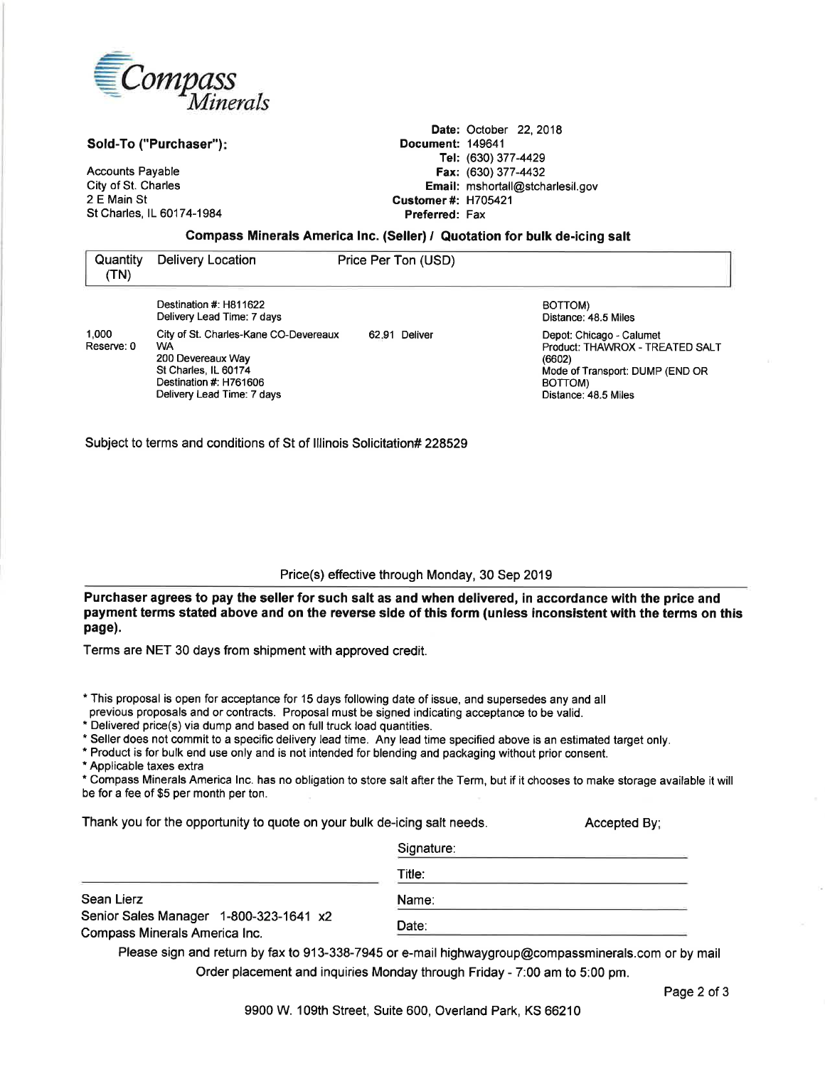Compass Minerals

**Sold-To ("Purchaser"):**

Accounts Payable
City of St. Charles
2 E Main St
St Charles, IL 60174-1984

**Date:** October 22, 2018
**Document:** 149641
**Tel:** (630) 377-4429
**Fax:** (630) 377-4432
**Email:** mshortall@stcharlesil.gov
**Customer #:** H705421
**Preferred:** Fax

**Compass Minerals America Inc. (Seller) / Quotation for bulk de-icing salt**

| Quantity (TN) | Delivery Location | Price Per Ton (USD) | |
|---|---|---|---|
| | Destination #: H811622<br>Delivery Lead Time: 7 days | | BOTTOM)<br>Distance: 48.5 Miles |
| 1,000<br>Reserve: 0 | City of St. Charles-Kane CO-Devereaux WA<br>200 Devereaux Way<br>St Charles, IL 60174<br>Destination #: H761606<br>Delivery Lead Time: 7 days | 62.91 Deliver | Depot: Chicago - Calumet<br>Product: THAWROX - TREATED SALT (6602)<br>Mode of Transport: DUMP (END OR BOTTOM)<br>Distance: 48.5 Miles |

Subject to terms and conditions of St of Illinois Solicitation# 228529

Price(s) effective through Monday, 30 Sep 2019

**Purchaser agrees to pay the seller for such salt as and when delivered, in accordance with the price and payment terms stated above and on the reverse side of this form (unless inconsistent with the terms on this page).**

Terms are NET 30 days from shipment with approved credit.

* This proposal is open for acceptance for 15 days following date of issue, and supersedes any and all previous proposals and or contracts. Proposal must be signed indicating acceptance to be valid.
* Delivered price(s) via dump and based on full truck load quantities.
* Seller does not commit to a specific delivery lead time. Any lead time specified above is an estimated target only.
* Product is for bulk end use only and is not intended for blending and packaging without prior consent.
* Applicable taxes extra
* Compass Minerals America Inc. has no obligation to store salt after the Term, but if it chooses to make storage available it will be for a fee of $5 per month per ton.

Thank you for the opportunity to quote on your bulk de-icing salt needs.

Accepted By;

Signature: \_\_\_\_\_\_\_\_\_\_\_\_\_\_\_\_

Title: \_\_\_\_\_\_\_\_\_\_\_\_\_\_\_\_

Name: \_\_\_\_\_\_\_\_\_\_\_\_\_\_\_\_

Date: \_\_\_\_\_\_\_\_\_\_\_\_\_\_\_\_

Sean Lierz
Senior Sales Manager 1-800-323-1641 x2
Compass Minerals America Inc.

Please sign and return by fax to 913-338-7945 or e-mail highwaygroup@compassminerals.com or by mail

Order placement and inquiries Monday through Friday - 7:00 am to 5:00 pm.

9900 W. 109th Street, Suite 600, Overland Park, KS 66210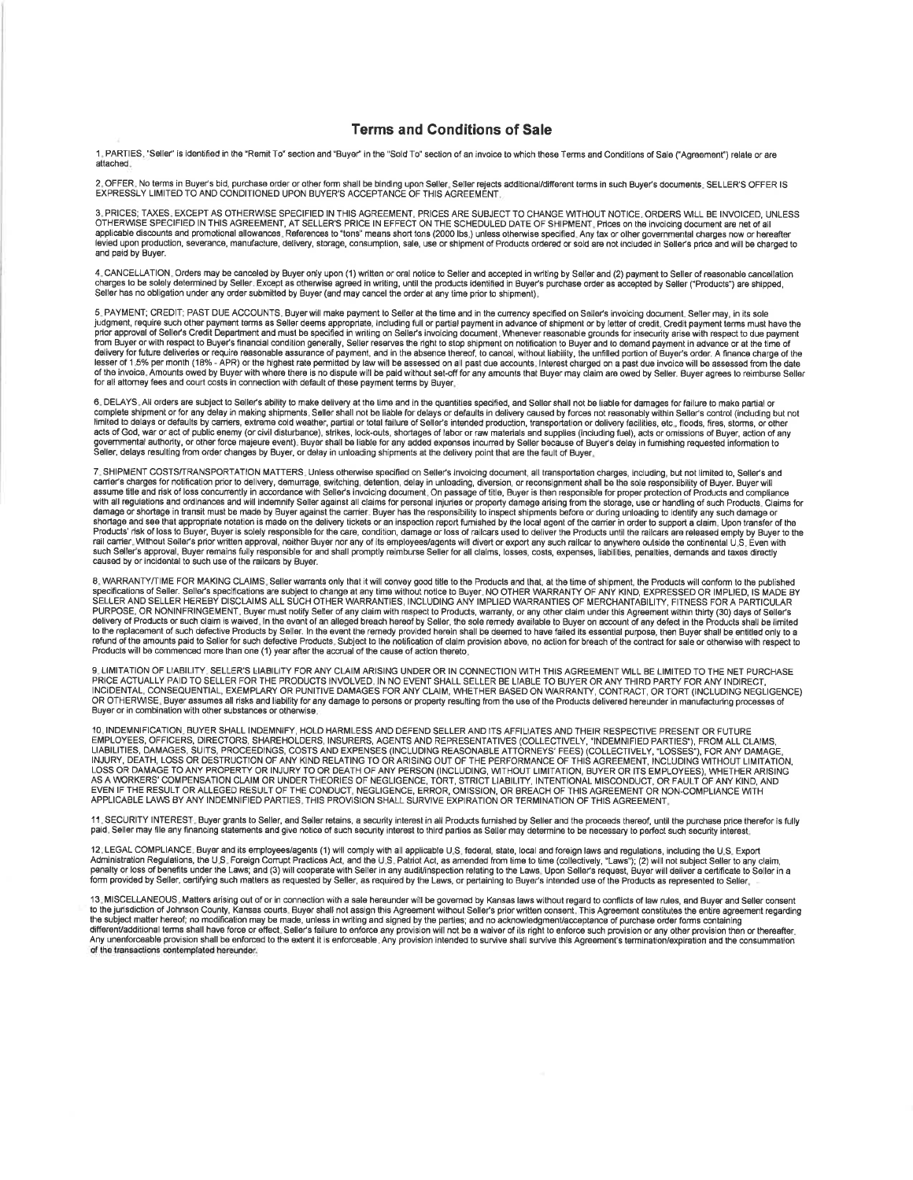## Terms and Conditions of Sale

1. PARTIES. "Seller" is identified in the "Remit To" section and "Buyer" in the "Sold To" section of an invoice to which these Terms and Conditions of Sale ("Agreement") relate or are attached.

2. OFFER. No terms in Buyer's bid, purchase order or other form shall be binding upon Seller. Seller rejects additional/different terms in such Buyer's documents. SELLER'S OFFER IS EXPRESSLY LIMITED TO AND CONDITIONED UPON BUYER'S ACCEPTANCE OF THIS AGREEMENT.

3. PRICES; TAXES. EXCEPT AS OTHERWISE SPECIFIED IN THIS AGREEMENT, PRICES ARE SUBJECT TO CHANGE WITHOUT NOTICE. ORDERS WILL BE INVOICED, UNLESS OTHERWISE SPECIFIED IN THIS AGREEMENT, AT SELLER'S PRICE IN EFFECT ON THE SCHEDULED DATE OF SHIPMENT. Prices on the invoicing document are net of all applicable discounts and promotional allowances. References to "tons" means short tons (2000 lbs.) unless otherwise specified. Any tax or other governmental charges now or hereafter levied upon production, severance, manufacture, delivery, storage, consumption, sale, use or shipment of Products ordered or sold are not included in Seller's price and will be charged to and paid by Buyer.

4. CANCELLATION. Orders may be canceled by Buyer only upon (1) written or oral notice to Seller and accepted in writing by Seller and (2) payment to Seller of reasonable cancellation charges to be solely determined by Seller. Except as otherwise agreed in writing, until the products identified in Buyer's purchase order as accepted by Seller ("Products") are shipped, Seller has no obligation under any order submitted by Buyer (and may cancel the order at any time prior to shipment).

5. PAYMENT; CREDIT; PAST DUE ACCOUNTS. Buyer will make payment to Seller at the time and in the currency specified on Seller's invoicing document. Seller may, in its sole judgment, require such other payment terms as Seller deems appropriate, including full or partial payment in advance of shipment or by letter of credit. Credit payment terms must have the prior approval of Seller's Credit Department and must be specified in writing on Seller's invoicing document. Whenever reasonable grounds for insecurity arise with respect to due payment from Buyer or with respect to Buyer's financial condition generally, Seller reserves the right to stop shipment on notification to Buyer and to demand payment in advance or at the time of delivery for future deliveries or require reasonable assurance of payment, and in the absence thereof, to cancel, without liability, the unfilled portion of Buyer's order. A finance charge of the lesser of 1.5% per month (18% - APR) or the highest rate permitted by law will be assessed on all past due accounts. Interest charged on a past due invoice will be assessed from the date of the invoice. Amounts owed by Buyer with where there is no dispute will be paid without set-off for any amounts that Buyer may claim are owed by Seller. Buyer agrees to reimburse Seller for all attorney fees and court costs in connection with default of these payment terms by Buyer.

6. DELAYS. All orders are subject to Seller's ability to make delivery at the time and in the quantities specified, and Seller shall not be liable for damages for failure to make partial or complete shipment or for any delay in making shipments. Seller shall not be liable for delays or defaults in delivery caused by forces not reasonably within Seller's control (including but not limited to delays or defaults by carriers, extreme cold weather, partial or total failure of Seller's intended production, transportation or delivery facilities, etc., floods, fires, storms, or other acts of God, war or act of public enemy (or civil disturbance), strikes, lock-outs, shortages of labor or raw materials and supplies (including fuel), acts or omissions of Buyer, action of any governmental authority, or other force majeure event). Buyer shall be liable for any added expenses incurred by Seller because of Buyer's delay in furnishing requested information to Seller, delays resulting from order changes by Buyer, or delay in unloading shipments at the delivery point that are the fault of Buyer.

7. SHIPMENT COSTS/TRANSPORTATION MATTERS. Unless otherwise specified on Seller's invoicing document, all transportation charges, including, but not limited to, Seller's and carrier's charges for notification prior to delivery, demurrage, switching, detention, delay in unloading, diversion, or reconsignment shall be the sole responsibility of Buyer. Buyer will assume title and risk of loss concurrently in accordance with Seller's invoicing document. On passage of title, Buyer is then responsible for proper protection of Products and compliance with all regulations and ordinances and will indemnify Seller against all claims for personal injuries or property damage arising from the storage, use or handling of such Products. Claims for damage or shortage in transit must be made by Buyer against the carrier. Buyer has the responsibility to inspect shipments before or during unloading to identify any such damage or shortage and see that appropriate notation is made on the delivery tickets or an inspection report furnished by the local agent of the carrier in order to support a claim. Upon transfer of the Products' risk of loss to Buyer, Buyer is solely responsible for the care, condition, damage or loss of railcars used to deliver the Products until the railcars are released empty by Buyer to the rail carrier. Without Seller's prior written approval, neither Buyer nor any of its employees/agents will divert or export any such railcar to anywhere outside the continental U.S. Even with such Seller's approval, Buyer remains fully responsible for and shall promptly reimburse Seller for all claims, losses, costs, expenses, liabilities, penalties, demands and taxes directly caused by or incidental to such use of the railcars by Buyer.

8. WARRANTY/TIME FOR MAKING CLAIMS. Seller warrants only that it will convey good title to the Products and that, at the time of shipment, the Products will conform to the published specifications of Seller. Seller's specifications are subject to change at any time without notice to Buyer. NO OTHER WARRANTY OF ANY KIND, EXPRESSED OR IMPLIED, IS MADE BY SELLER AND SELLER HEREBY DISCLAIMS ALL SUCH OTHER WARRANTIES, INCLUDING ANY IMPLIED WARRANTIES OF MERCHANTABILITY, FITNESS FOR A PARTICULAR PURPOSE, OR NONINFRINGEMENT. Buyer must notify Seller of any claim with respect to Products, warranty, or any other claim under this Agreement within thirty (30) days of Seller's delivery of Products or such claim is waived. In the event of an alleged breach hereof by Seller, the sole remedy available to Buyer on account of any defect in the Products shall be limited to the replacement of such defective Products by Seller. In the event the remedy provided herein shall be deemed to have failed its essential purpose, then Buyer shall be entitled only to a refund of the amounts paid to Seller for such defective Products. Subject to the notification of claim provision above, no action for breach of the contract for sale or otherwise with respect to Products will be commenced more than one (1) year after the accrual of the cause of action thereto.

9. LIMITATION OF LIABILITY. SELLER'S LIABILITY FOR ANY CLAIM ARISING UNDER OR IN CONNECTION WITH THIS AGREEMENT WILL BE LIMITED TO THE NET PURCHASE PRICE ACTUALLY PAID TO SELLER FOR THE PRODUCTS INVOLVED. IN NO EVENT SHALL SELLER BE LIABLE TO BUYER OR ANY THIRD PARTY FOR ANY INDIRECT, INCIDENTAL, CONSEQUENTIAL, EXEMPLARY OR PUNITIVE DAMAGES FOR ANY CLAIM, WHETHER BASED ON WARRANTY, CONTRACT, OR TORT (INCLUDING NEGLIGENCE) OR OTHERWISE. Buyer assumes all risks and liability for any damage to persons or property resulting from the use of the Products delivered hereunder in manufacturing processes of Buyer or in combination with other substances or otherwise.

10. INDEMNIFICATION. BUYER SHALL INDEMNIFY, HOLD HARMLESS AND DEFEND SELLER AND ITS AFFILIATES AND THEIR RESPECTIVE PRESENT OR FUTURE EMPLOYEES, OFFICERS, DIRECTORS, SHAREHOLDERS, INSURERS, AGENTS AND REPRESENTATIVES (COLLECTIVELY, "INDEMNIFIED PARTIES"), FROM ALL CLAIMS, LIABILITIES, DAMAGES, SUITS, PROCEEDINGS, COSTS AND EXPENSES (INCLUDING REASONABLE ATTORNEYS' FEES) (COLLECTIVELY, "LOSSES"), FOR ANY DAMAGE, INJURY, DEATH, LOSS OR DESTRUCTION OF ANY KIND RELATING TO OR ARISING OUT OF THE PERFORMANCE OF THIS AGREEMENT, INCLUDING WITHOUT LIMITATION, LOSS OR DAMAGE TO ANY PROPERTY OR INJURY TO OR DEATH OF ANY PERSON (INCLUDING, WITHOUT LIMITATION, BUYER OR ITS EMPLOYEES), WHETHER ARISING AS A WORKERS' COMPENSATION CLAIM OR UNDER THEORIES OF NEGLIGENCE, TORT, STRICT LIABILITY, INTENTIONAL MISCONDUCT, OR FAULT OF ANY KIND, AND EVEN IF THE RESULT OR ALLEGED RESULT OF THE CONDUCT, NEGLIGENCE, ERROR, OMISSION, OR BREACH OF THIS AGREEMENT OR NON-COMPLIANCE WITH APPLICABLE LAWS BY ANY INDEMNIFIED PARTIES. THIS PROVISION SHALL SURVIVE EXPIRATION OR TERMINATION OF THIS AGREEMENT.

11. SECURITY INTEREST. Buyer grants to Seller, and Seller retains, a security interest in all Products furnished by Seller and the proceeds thereof, until the purchase price therefor is fully paid. Seller may file any financing statements and give notice of such security interest to third parties as Seller may determine to be necessary to perfect such security interest.

12. LEGAL COMPLIANCE. Buyer and its employees/agents (1) will comply with all applicable U.S. federal, state, local and foreign laws and regulations, including the U.S. Export Administration Regulations, the U.S. Foreign Corrupt Practices Act, and the U.S. Patriot Act, as amended from time to time (collectively, "Laws"); (2) will not subject Seller to any claim, penalty or loss of benefits under the Laws; and (3) will cooperate with Seller in any audit/inspection relating to the Laws. Upon Seller's request, Buyer will deliver a certificate to Seller in a form provided by Seller, certifying such matters as requested by Seller, as required by the Laws, or pertaining to Buyer's intended use of the Products as represented to Seller.

13. MISCELLANEOUS. Matters arising out of or in connection with a sale hereunder will be governed by Kansas laws without regard to conflicts of law rules, and Buyer and Seller consent to the jurisdiction of Johnson County, Kansas courts. Buyer shall not assign this Agreement without Seller's prior written consent. This Agreement constitutes the entire agreement regarding the subject matter hereof; no modification may be made, unless in writing and signed by the parties; and no acknowledgment/acceptance of purchase order forms containing different/additional terms shall have force or effect. Seller's failure to enforce any provision will not be a waiver of its right to enforce such provision or any other provision then or thereafter. Any unenforceable provision shall be enforced to the extent it is enforceable. Any provision intended to survive shall survive this Agreement's termination/expiration and the consummation of the transactions contemplated hereunder.